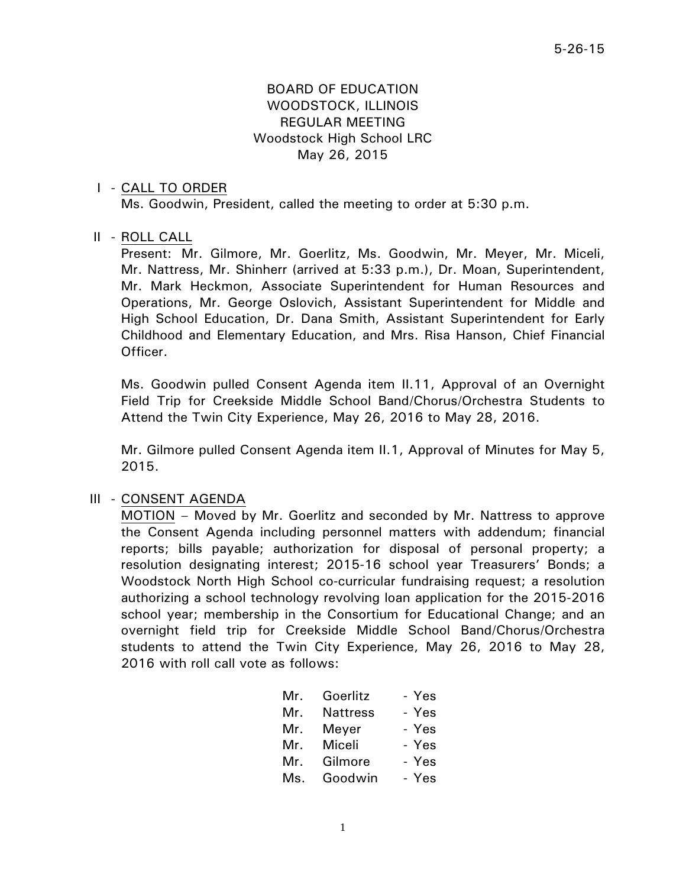5-26-15

BOARD OF EDUCATION
WOODSTOCK, ILLINOIS
REGULAR MEETING
Woodstock High School LRC
May 26, 2015

I - CALL TO ORDER

Ms. Goodwin, President, called the meeting to order at 5:30 p.m.

II - ROLL CALL

Present: Mr. Gilmore, Mr. Goerlitz, Ms. Goodwin, Mr. Meyer, Mr. Miceli, Mr. Nattress, Mr. Shinherr (arrived at 5:33 p.m.), Dr. Moan, Superintendent, Mr. Mark Heckmon, Associate Superintendent for Human Resources and Operations, Mr. George Oslovich, Assistant Superintendent for Middle and High School Education, Dr. Dana Smith, Assistant Superintendent for Early Childhood and Elementary Education, and Mrs. Risa Hanson, Chief Financial Officer.

Ms. Goodwin pulled Consent Agenda item II.11, Approval of an Overnight Field Trip for Creekside Middle School Band/Chorus/Orchestra Students to Attend the Twin City Experience, May 26, 2016 to May 28, 2016.

Mr. Gilmore pulled Consent Agenda item II.1, Approval of Minutes for May 5, 2015.

III - CONSENT AGENDA

MOTION – Moved by Mr. Goerlitz and seconded by Mr. Nattress to approve the Consent Agenda including personnel matters with addendum; financial reports; bills payable; authorization for disposal of personal property; a resolution designating interest; 2015-16 school year Treasurers' Bonds; a Woodstock North High School co-curricular fundraising request; a resolution authorizing a school technology revolving loan application for the 2015-2016 school year; membership in the Consortium for Educational Change; and an overnight field trip for Creekside Middle School Band/Chorus/Orchestra students to attend the Twin City Experience, May 26, 2016 to May 28, 2016 with roll call vote as follows:

Mr. Goerlitz - Yes
Mr. Nattress - Yes
Mr. Meyer - Yes
Mr. Miceli - Yes
Mr. Gilmore - Yes
Ms. Goodwin - Yes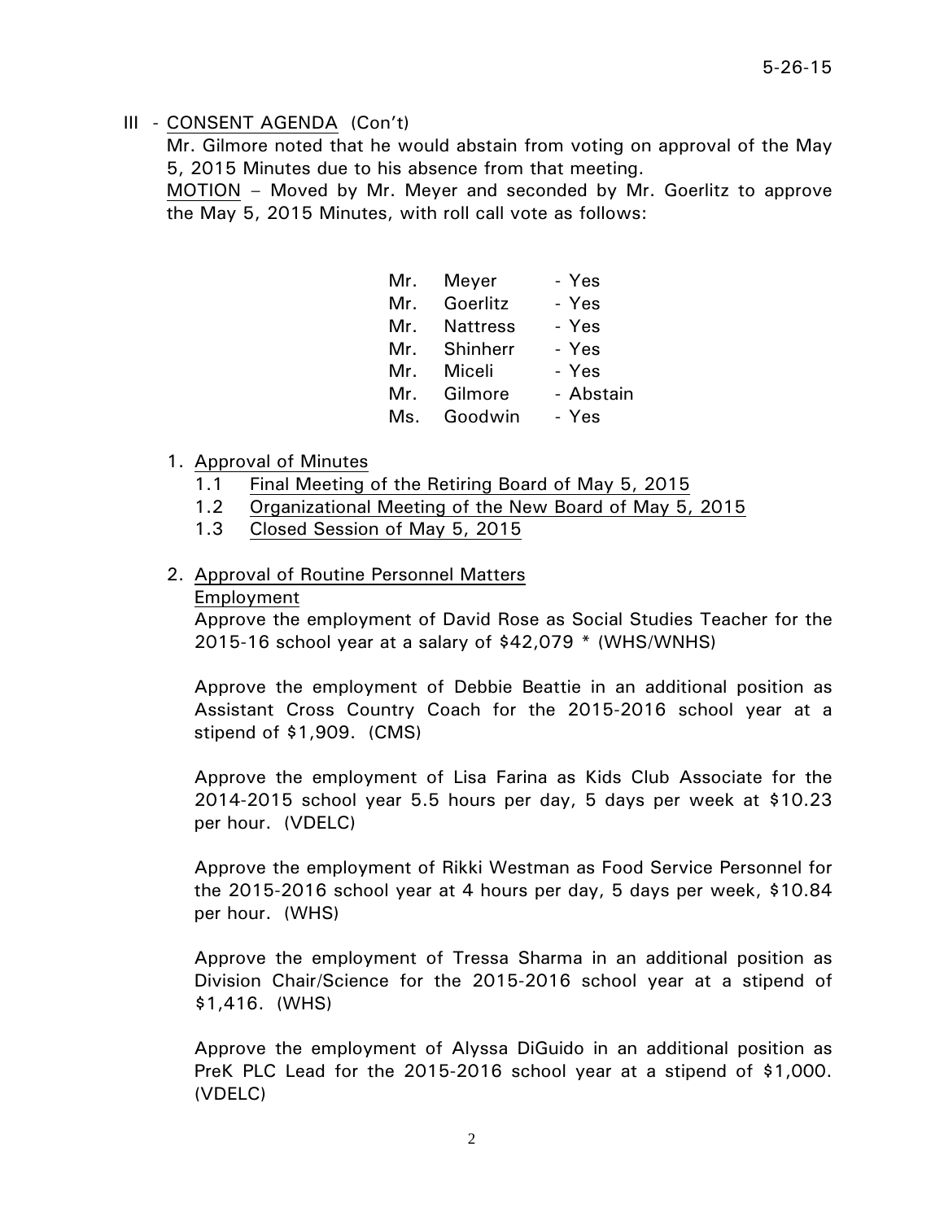III - CONSENT AGENDA (Con't)

Mr. Gilmore noted that he would abstain from voting on approval of the May 5, 2015 Minutes due to his absence from that meeting.

MOTION – Moved by Mr. Meyer and seconded by Mr. Goerlitz to approve the May 5, 2015 Minutes, with roll call vote as follows:

| | | |
|---|---|---|
| Mr. | Meyer | - Yes |
| Mr. | Goerlitz | - Yes |
| Mr. | Nattress | - Yes |
| Mr. | Shinherr | - Yes |
| Mr. | Miceli | - Yes |
| Mr. | Gilmore | - Abstain |
| Ms. | Goodwin | - Yes |

1. Approval of Minutes
   - 1.1 Final Meeting of the Retiring Board of May 5, 2015
   - 1.2 Organizational Meeting of the New Board of May 5, 2015
   - 1.3 Closed Session of May 5, 2015

2. Approval of Routine Personnel Matters

   Employment

   Approve the employment of David Rose as Social Studies Teacher for the 2015-16 school year at a salary of $42,079 * (WHS/WNHS)

   Approve the employment of Debbie Beattie in an additional position as Assistant Cross Country Coach for the 2015-2016 school year at a stipend of $1,909. (CMS)

   Approve the employment of Lisa Farina as Kids Club Associate for the 2014-2015 school year 5.5 hours per day, 5 days per week at $10.23 per hour. (VDELC)

   Approve the employment of Rikki Westman as Food Service Personnel for the 2015-2016 school year at 4 hours per day, 5 days per week, $10.84 per hour. (WHS)

   Approve the employment of Tressa Sharma in an additional position as Division Chair/Science for the 2015-2016 school year at a stipend of $1,416. (WHS)

   Approve the employment of Alyssa DiGuido in an additional position as PreK PLC Lead for the 2015-2016 school year at a stipend of $1,000. (VDELC)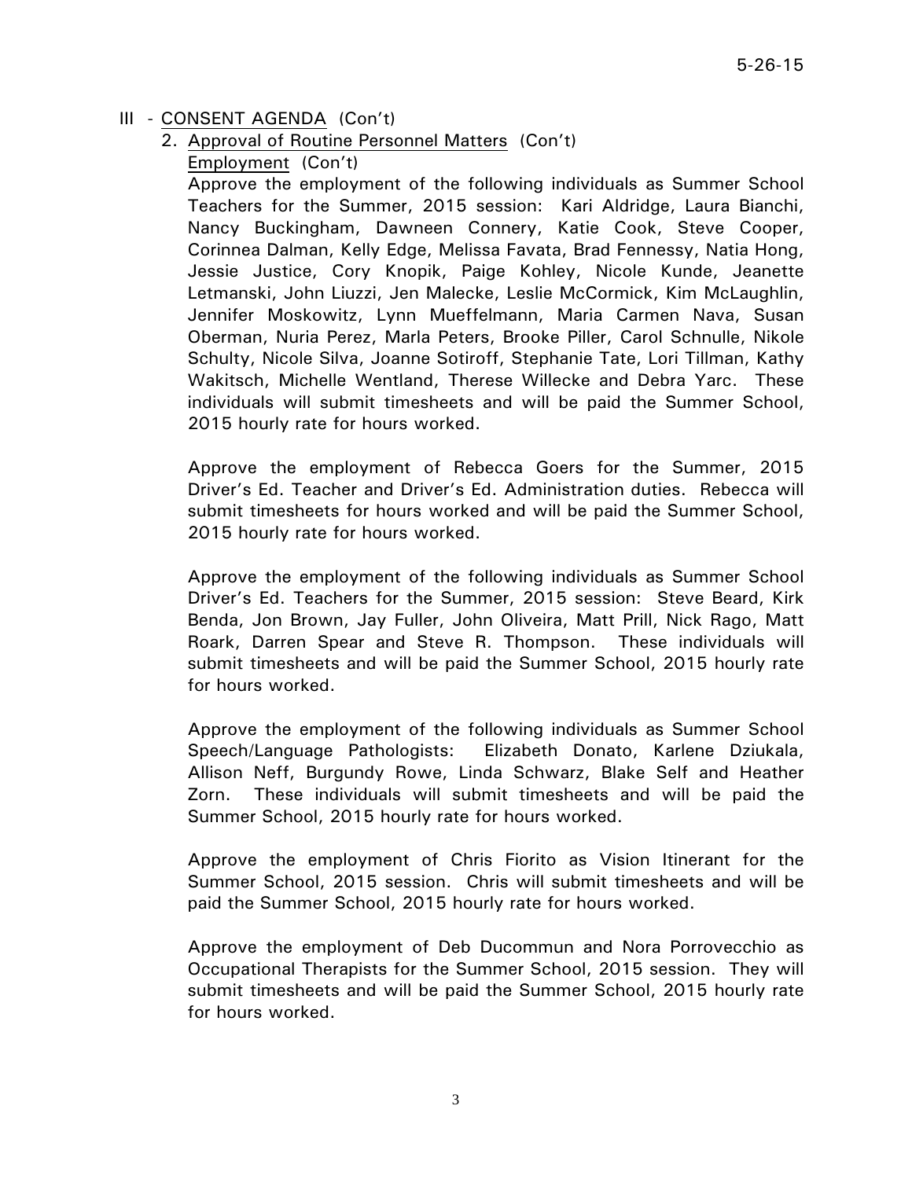III - CONSENT AGENDA (Con't)

2. Approval of Routine Personnel Matters (Con't)

Employment (Con't)

Approve the employment of the following individuals as Summer School Teachers for the Summer, 2015 session: Kari Aldridge, Laura Bianchi, Nancy Buckingham, Dawneen Connery, Katie Cook, Steve Cooper, Corinnea Dalman, Kelly Edge, Melissa Favata, Brad Fennessy, Natia Hong, Jessie Justice, Cory Knopik, Paige Kohley, Nicole Kunde, Jeanette Letmanski, John Liuzzi, Jen Malecke, Leslie McCormick, Kim McLaughlin, Jennifer Moskowitz, Lynn Mueffelmann, Maria Carmen Nava, Susan Oberman, Nuria Perez, Marla Peters, Brooke Piller, Carol Schnulle, Nikole Schulty, Nicole Silva, Joanne Sotiroff, Stephanie Tate, Lori Tillman, Kathy Wakitsch, Michelle Wentland, Therese Willecke and Debra Yarc. These individuals will submit timesheets and will be paid the Summer School, 2015 hourly rate for hours worked.

Approve the employment of Rebecca Goers for the Summer, 2015 Driver's Ed. Teacher and Driver's Ed. Administration duties. Rebecca will submit timesheets for hours worked and will be paid the Summer School, 2015 hourly rate for hours worked.

Approve the employment of the following individuals as Summer School Driver's Ed. Teachers for the Summer, 2015 session: Steve Beard, Kirk Benda, Jon Brown, Jay Fuller, John Oliveira, Matt Prill, Nick Rago, Matt Roark, Darren Spear and Steve R. Thompson. These individuals will submit timesheets and will be paid the Summer School, 2015 hourly rate for hours worked.

Approve the employment of the following individuals as Summer School Speech/Language Pathologists: Elizabeth Donato, Karlene Dziukala, Allison Neff, Burgundy Rowe, Linda Schwarz, Blake Self and Heather Zorn. These individuals will submit timesheets and will be paid the Summer School, 2015 hourly rate for hours worked.

Approve the employment of Chris Fiorito as Vision Itinerant for the Summer School, 2015 session. Chris will submit timesheets and will be paid the Summer School, 2015 hourly rate for hours worked.

Approve the employment of Deb Ducommun and Nora Porrovecchio as Occupational Therapists for the Summer School, 2015 session. They will submit timesheets and will be paid the Summer School, 2015 hourly rate for hours worked.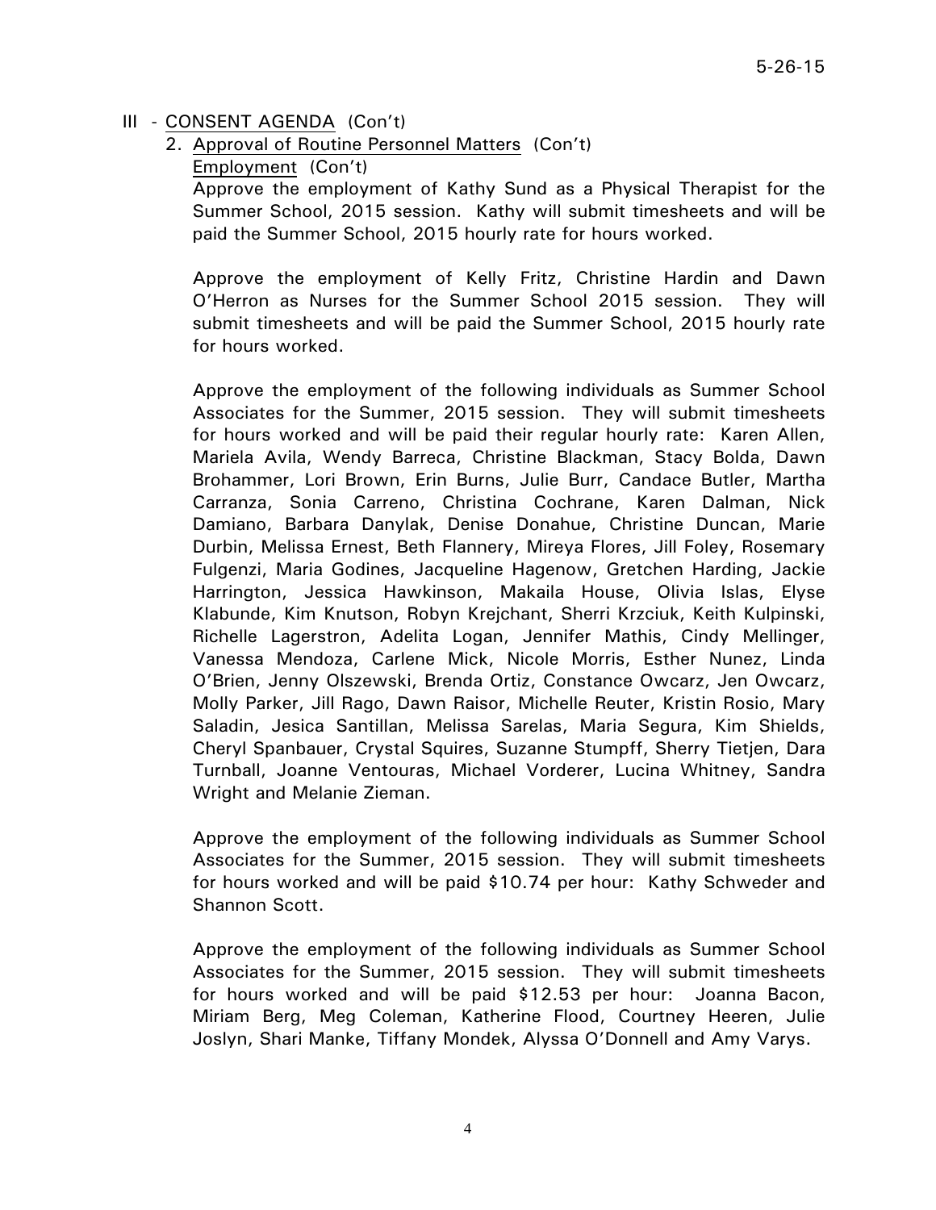III - CONSENT AGENDA (Con't)

2. Approval of Routine Personnel Matters (Con't)

Employment (Con't)

Approve the employment of Kathy Sund as a Physical Therapist for the Summer School, 2015 session. Kathy will submit timesheets and will be paid the Summer School, 2015 hourly rate for hours worked.

Approve the employment of Kelly Fritz, Christine Hardin and Dawn O'Herron as Nurses for the Summer School 2015 session. They will submit timesheets and will be paid the Summer School, 2015 hourly rate for hours worked.

Approve the employment of the following individuals as Summer School Associates for the Summer, 2015 session. They will submit timesheets for hours worked and will be paid their regular hourly rate: Karen Allen, Mariela Avila, Wendy Barreca, Christine Blackman, Stacy Bolda, Dawn Brohammer, Lori Brown, Erin Burns, Julie Burr, Candace Butler, Martha Carranza, Sonia Carreno, Christina Cochrane, Karen Dalman, Nick Damiano, Barbara Danylak, Denise Donahue, Christine Duncan, Marie Durbin, Melissa Ernest, Beth Flannery, Mireya Flores, Jill Foley, Rosemary Fulgenzi, Maria Godines, Jacqueline Hagenow, Gretchen Harding, Jackie Harrington, Jessica Hawkinson, Makaila House, Olivia Islas, Elyse Klabunde, Kim Knutson, Robyn Krejchant, Sherri Krzciuk, Keith Kulpinski, Richelle Lagerstron, Adelita Logan, Jennifer Mathis, Cindy Mellinger, Vanessa Mendoza, Carlene Mick, Nicole Morris, Esther Nunez, Linda O'Brien, Jenny Olszewski, Brenda Ortiz, Constance Owcarz, Jen Owcarz, Molly Parker, Jill Rago, Dawn Raisor, Michelle Reuter, Kristin Rosio, Mary Saladin, Jesica Santillan, Melissa Sarelas, Maria Segura, Kim Shields, Cheryl Spanbauer, Crystal Squires, Suzanne Stumpff, Sherry Tietjen, Dara Turnball, Joanne Ventouras, Michael Vorderer, Lucina Whitney, Sandra Wright and Melanie Zieman.

Approve the employment of the following individuals as Summer School Associates for the Summer, 2015 session. They will submit timesheets for hours worked and will be paid $10.74 per hour: Kathy Schweder and Shannon Scott.

Approve the employment of the following individuals as Summer School Associates for the Summer, 2015 session. They will submit timesheets for hours worked and will be paid $12.53 per hour: Joanna Bacon, Miriam Berg, Meg Coleman, Katherine Flood, Courtney Heeren, Julie Joslyn, Shari Manke, Tiffany Mondek, Alyssa O'Donnell and Amy Varys.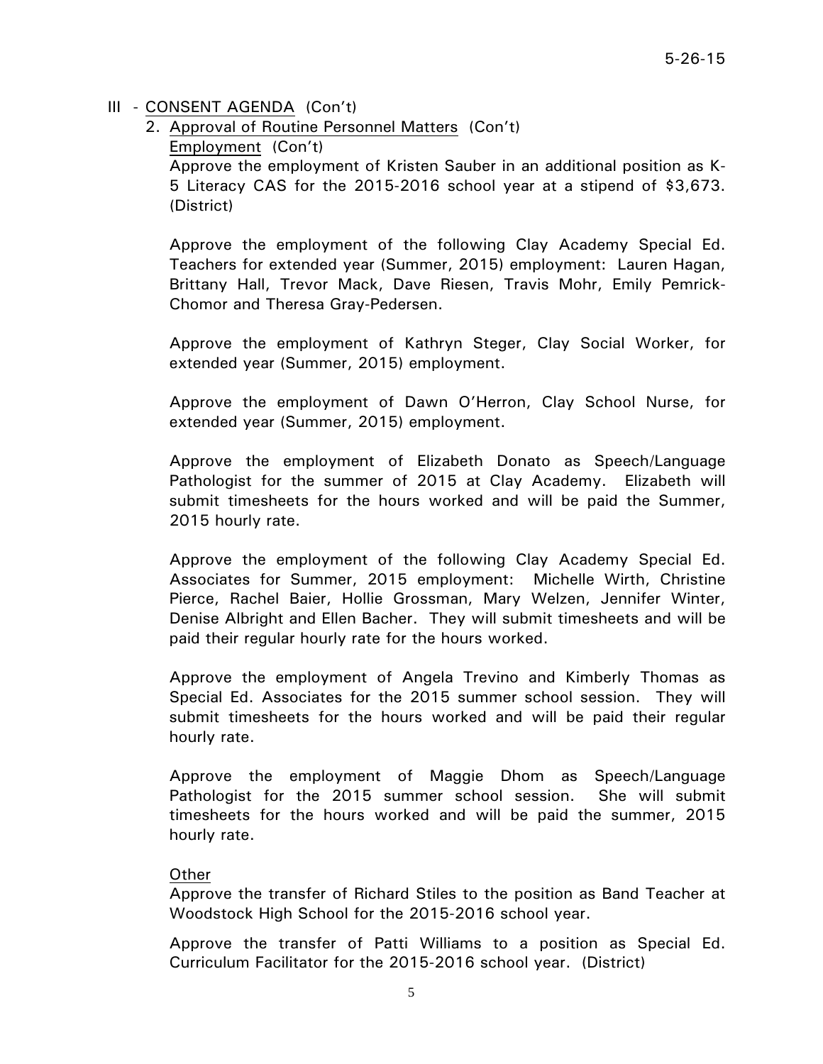III - <u>CONSENT AGENDA</u> (Con't)

2. <u>Approval of Routine Personnel Matters</u> (Con't)

<u>Employment</u> (Con't)

Approve the employment of Kristen Sauber in an additional position as K-5 Literacy CAS for the 2015-2016 school year at a stipend of $3,673. (District)

Approve the employment of the following Clay Academy Special Ed. Teachers for extended year (Summer, 2015) employment: Lauren Hagan, Brittany Hall, Trevor Mack, Dave Riesen, Travis Mohr, Emily Pemrick-Chomor and Theresa Gray-Pedersen.

Approve the employment of Kathryn Steger, Clay Social Worker, for extended year (Summer, 2015) employment.

Approve the employment of Dawn O'Herron, Clay School Nurse, for extended year (Summer, 2015) employment.

Approve the employment of Elizabeth Donato as Speech/Language Pathologist for the summer of 2015 at Clay Academy. Elizabeth will submit timesheets for the hours worked and will be paid the Summer, 2015 hourly rate.

Approve the employment of the following Clay Academy Special Ed. Associates for Summer, 2015 employment: Michelle Wirth, Christine Pierce, Rachel Baier, Hollie Grossman, Mary Welzen, Jennifer Winter, Denise Albright and Ellen Bacher. They will submit timesheets and will be paid their regular hourly rate for the hours worked.

Approve the employment of Angela Trevino and Kimberly Thomas as Special Ed. Associates for the 2015 summer school session. They will submit timesheets for the hours worked and will be paid their regular hourly rate.

Approve the employment of Maggie Dhom as Speech/Language Pathologist for the 2015 summer school session. She will submit timesheets for the hours worked and will be paid the summer, 2015 hourly rate.

<u>Other</u>

Approve the transfer of Richard Stiles to the position as Band Teacher at Woodstock High School for the 2015-2016 school year.

Approve the transfer of Patti Williams to a position as Special Ed. Curriculum Facilitator for the 2015-2016 school year. (District)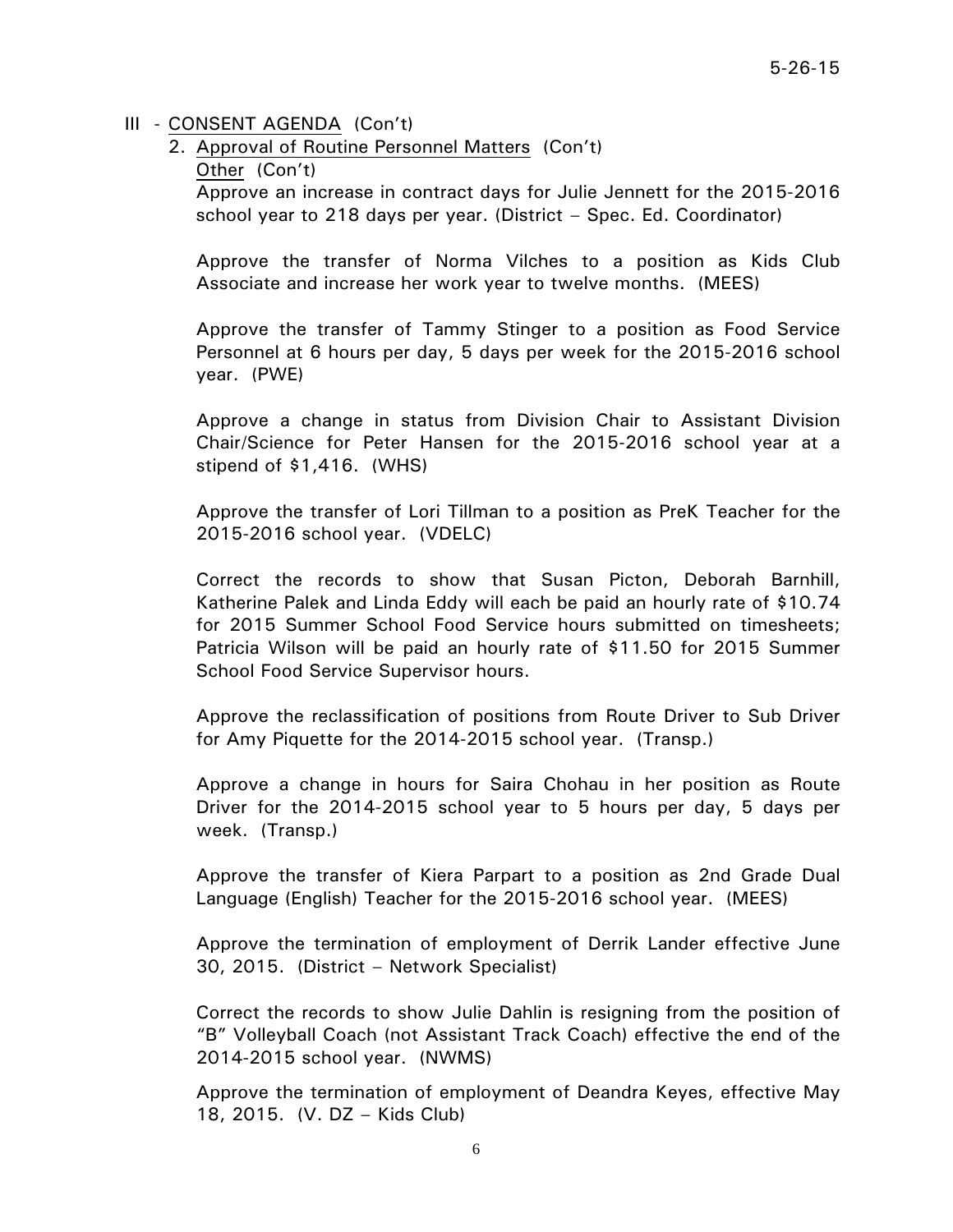5-26-15

III - <u>CONSENT AGENDA</u> (Con't)

2. <u>Approval of Routine Personnel Matters</u> (Con't)

<u>Other</u> (Con't)

Approve an increase in contract days for Julie Jennett for the 2015-2016 school year to 218 days per year. (District – Spec. Ed. Coordinator)

Approve the transfer of Norma Vilches to a position as Kids Club Associate and increase her work year to twelve months. (MEES)

Approve the transfer of Tammy Stinger to a position as Food Service Personnel at 6 hours per day, 5 days per week for the 2015-2016 school year. (PWE)

Approve a change in status from Division Chair to Assistant Division Chair/Science for Peter Hansen for the 2015-2016 school year at a stipend of $1,416. (WHS)

Approve the transfer of Lori Tillman to a position as PreK Teacher for the 2015-2016 school year. (VDELC)

Correct the records to show that Susan Picton, Deborah Barnhill, Katherine Palek and Linda Eddy will each be paid an hourly rate of $10.74 for 2015 Summer School Food Service hours submitted on timesheets; Patricia Wilson will be paid an hourly rate of $11.50 for 2015 Summer School Food Service Supervisor hours.

Approve the reclassification of positions from Route Driver to Sub Driver for Amy Piquette for the 2014-2015 school year. (Transp.)

Approve a change in hours for Saira Chohau in her position as Route Driver for the 2014-2015 school year to 5 hours per day, 5 days per week. (Transp.)

Approve the transfer of Kiera Parpart to a position as 2nd Grade Dual Language (English) Teacher for the 2015-2016 school year. (MEES)

Approve the termination of employment of Derrik Lander effective June 30, 2015. (District – Network Specialist)

Correct the records to show Julie Dahlin is resigning from the position of "B" Volleyball Coach (not Assistant Track Coach) effective the end of the 2014-2015 school year. (NWMS)

Approve the termination of employment of Deandra Keyes, effective May 18, 2015. (V. DZ – Kids Club)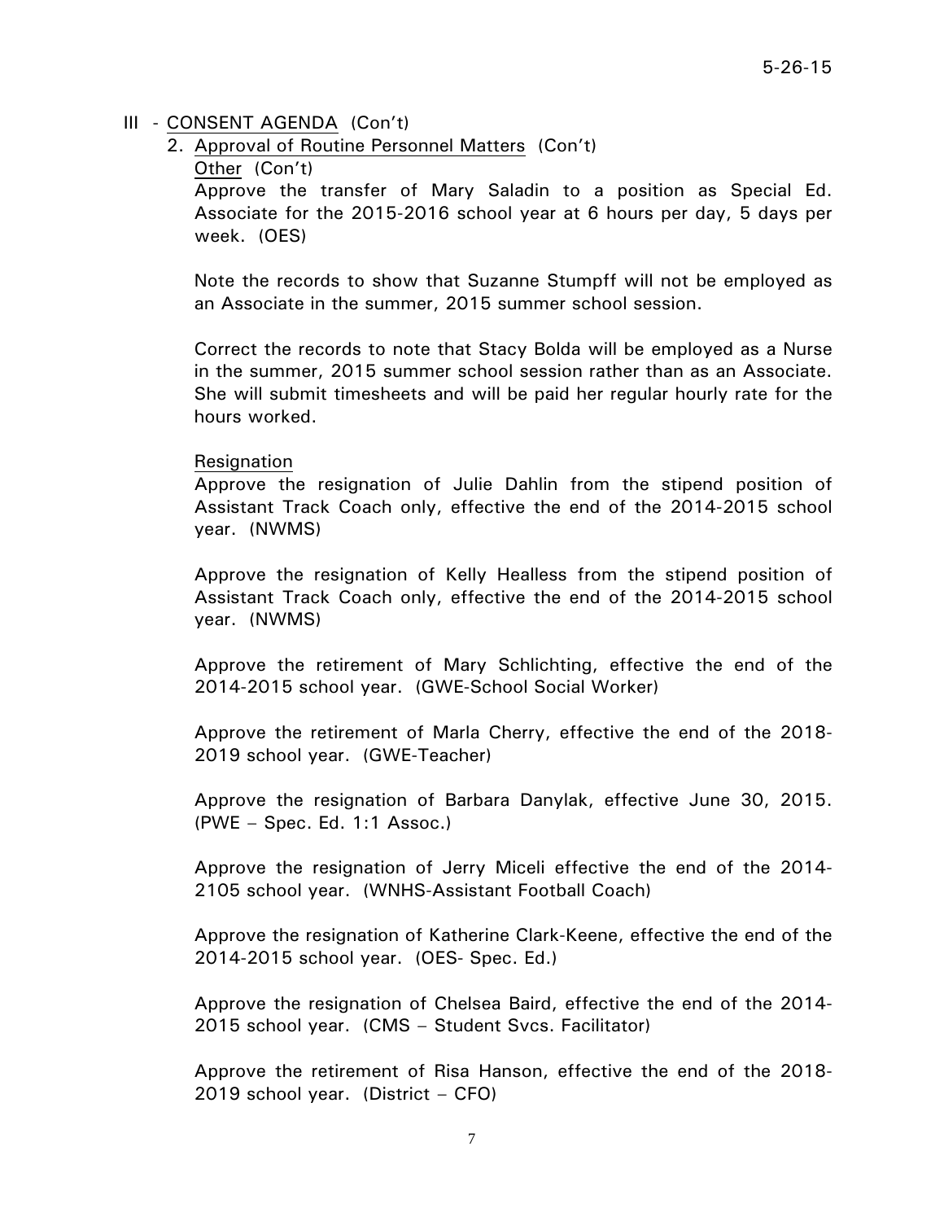III - CONSENT AGENDA (Con't)

2. Approval of Routine Personnel Matters (Con't)

   Other (Con't)

   Approve the transfer of Mary Saladin to a position as Special Ed. Associate for the 2015-2016 school year at 6 hours per day, 5 days per week. (OES)

   Note the records to show that Suzanne Stumpff will not be employed as an Associate in the summer, 2015 summer school session.

   Correct the records to note that Stacy Bolda will be employed as a Nurse in the summer, 2015 summer school session rather than as an Associate. She will submit timesheets and will be paid her regular hourly rate for the hours worked.

   Resignation

   Approve the resignation of Julie Dahlin from the stipend position of Assistant Track Coach only, effective the end of the 2014-2015 school year. (NWMS)

   Approve the resignation of Kelly Healless from the stipend position of Assistant Track Coach only, effective the end of the 2014-2015 school year. (NWMS)

   Approve the retirement of Mary Schlichting, effective the end of the 2014-2015 school year. (GWE-School Social Worker)

   Approve the retirement of Marla Cherry, effective the end of the 2018-2019 school year. (GWE-Teacher)

   Approve the resignation of Barbara Danylak, effective June 30, 2015. (PWE – Spec. Ed. 1:1 Assoc.)

   Approve the resignation of Jerry Miceli effective the end of the 2014-2105 school year. (WNHS-Assistant Football Coach)

   Approve the resignation of Katherine Clark-Keene, effective the end of the 2014-2015 school year. (OES- Spec. Ed.)

   Approve the resignation of Chelsea Baird, effective the end of the 2014-2015 school year. (CMS – Student Svcs. Facilitator)

   Approve the retirement of Risa Hanson, effective the end of the 2018-2019 school year. (District – CFO)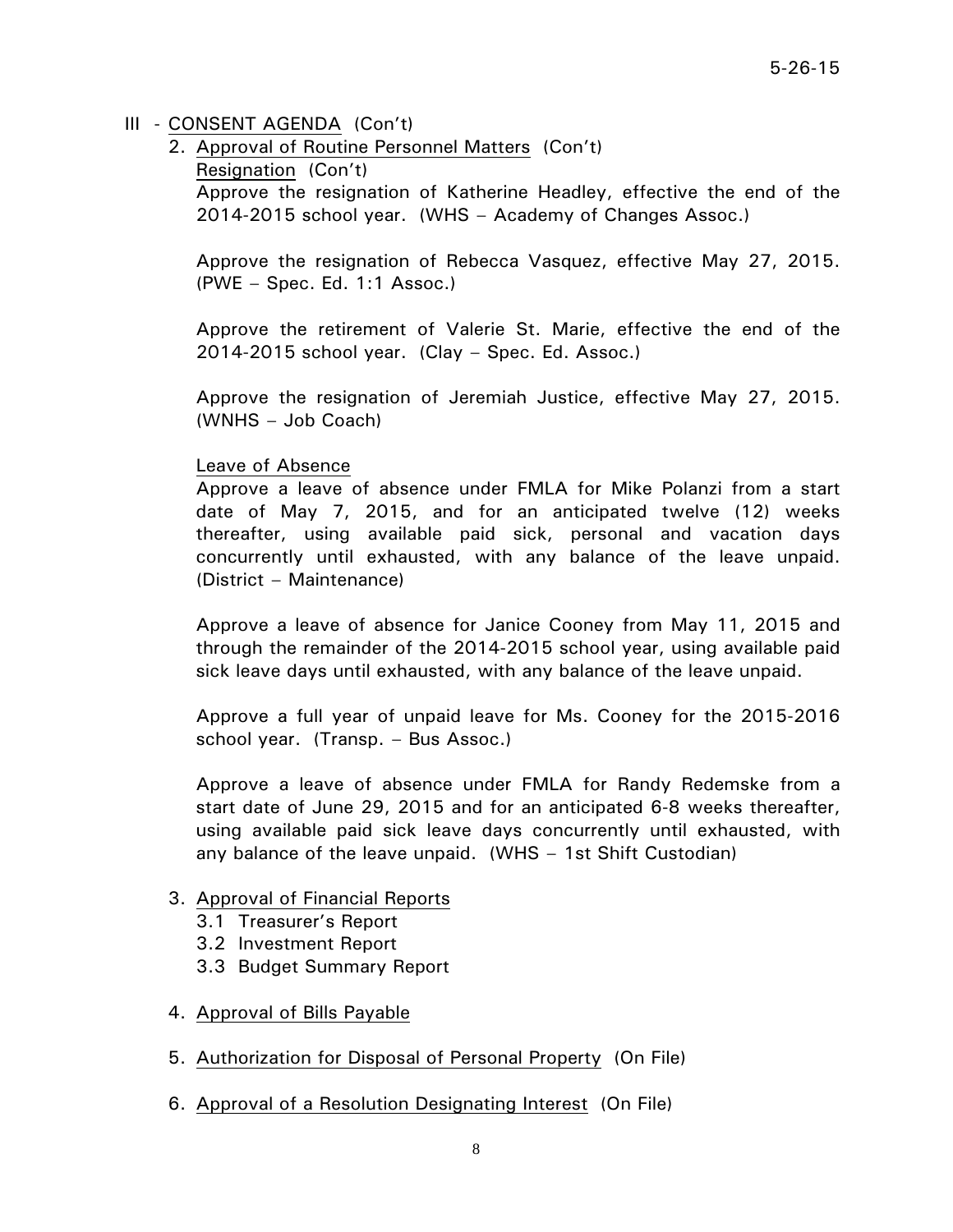III - CONSENT AGENDA (Con't)

2. Approval of Routine Personnel Matters (Con't)

   Resignation (Con't)

   Approve the resignation of Katherine Headley, effective the end of the 2014-2015 school year. (WHS – Academy of Changes Assoc.)

   Approve the resignation of Rebecca Vasquez, effective May 27, 2015. (PWE – Spec. Ed. 1:1 Assoc.)

   Approve the retirement of Valerie St. Marie, effective the end of the 2014-2015 school year. (Clay – Spec. Ed. Assoc.)

   Approve the resignation of Jeremiah Justice, effective May 27, 2015. (WNHS – Job Coach)

   Leave of Absence

   Approve a leave of absence under FMLA for Mike Polanzi from a start date of May 7, 2015, and for an anticipated twelve (12) weeks thereafter, using available paid sick, personal and vacation days concurrently until exhausted, with any balance of the leave unpaid. (District – Maintenance)

   Approve a leave of absence for Janice Cooney from May 11, 2015 and through the remainder of the 2014-2015 school year, using available paid sick leave days until exhausted, with any balance of the leave unpaid.

   Approve a full year of unpaid leave for Ms. Cooney for the 2015-2016 school year. (Transp. – Bus Assoc.)

   Approve a leave of absence under FMLA for Randy Redemske from a start date of June 29, 2015 and for an anticipated 6-8 weeks thereafter, using available paid sick leave days concurrently until exhausted, with any balance of the leave unpaid. (WHS – 1st Shift Custodian)

3. Approval of Financial Reports
   - 3.1 Treasurer's Report
   - 3.2 Investment Report
   - 3.3 Budget Summary Report

4. Approval of Bills Payable

5. Authorization for Disposal of Personal Property (On File)

6. Approval of a Resolution Designating Interest (On File)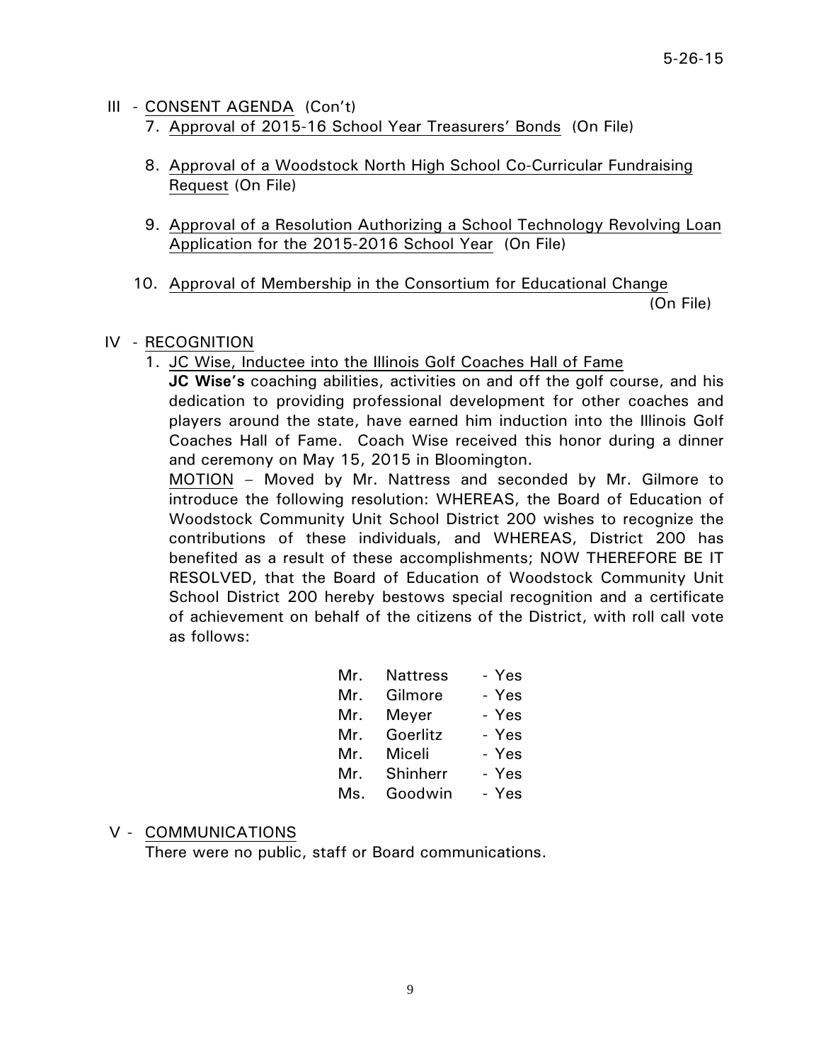5-26-15

III - CONSENT AGENDA (Con't)

7. Approval of 2015-16 School Year Treasurers' Bonds (On File)

8. Approval of a Woodstock North High School Co-Curricular Fundraising Request (On File)

9. Approval of a Resolution Authorizing a School Technology Revolving Loan Application for the 2015-2016 School Year (On File)

10. Approval of Membership in the Consortium for Educational Change (On File)

IV - RECOGNITION

1. JC Wise, Inductee into the Illinois Golf Coaches Hall of Fame

**JC Wise's** coaching abilities, activities on and off the golf course, and his dedication to providing professional development for other coaches and players around the state, have earned him induction into the Illinois Golf Coaches Hall of Fame. Coach Wise received this honor during a dinner and ceremony on May 15, 2015 in Bloomington.

MOTION – Moved by Mr. Nattress and seconded by Mr. Gilmore to introduce the following resolution: WHEREAS, the Board of Education of Woodstock Community Unit School District 200 wishes to recognize the contributions of these individuals, and WHEREAS, District 200 has benefited as a result of these accomplishments; NOW THEREFORE BE IT RESOLVED, that the Board of Education of Woodstock Community Unit School District 200 hereby bestows special recognition and a certificate of achievement on behalf of the citizens of the District, with roll call vote as follows:

| | | |
|---|---|---|
| Mr. | Nattress | - Yes |
| Mr. | Gilmore | - Yes |
| Mr. | Meyer | - Yes |
| Mr. | Goerlitz | - Yes |
| Mr. | Miceli | - Yes |
| Mr. | Shinherr | - Yes |
| Ms. | Goodwin | - Yes |

V - COMMUNICATIONS

There were no public, staff or Board communications.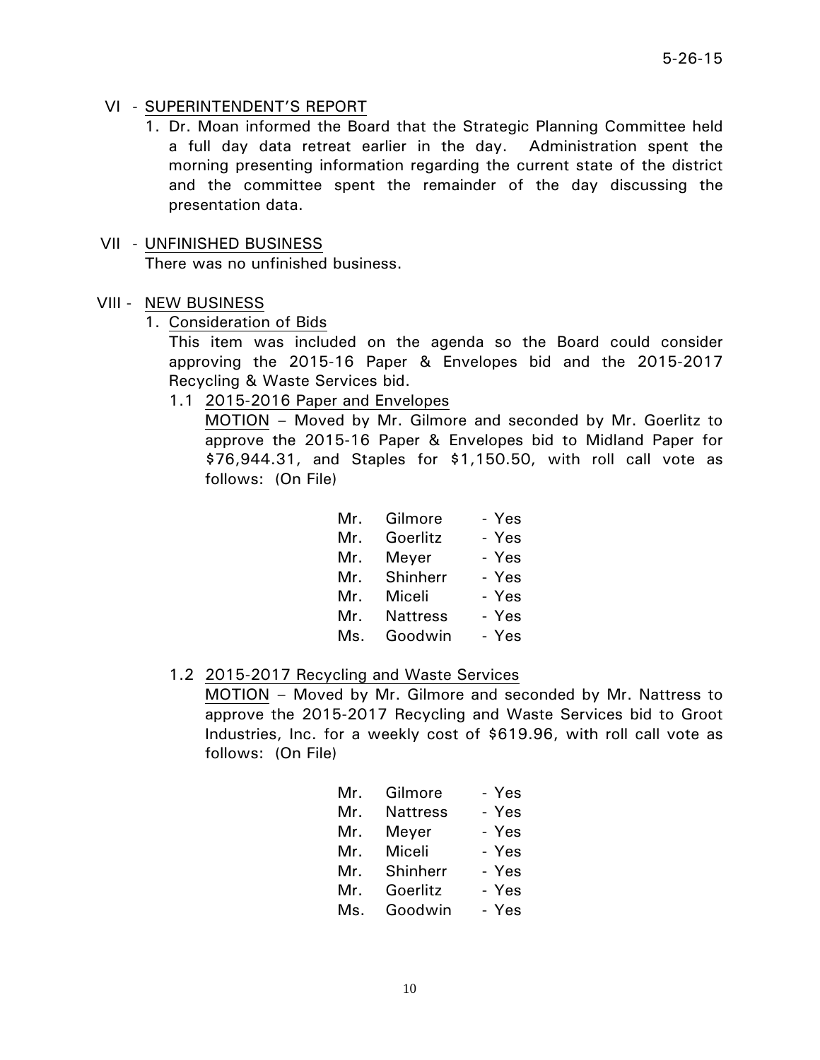VI - SUPERINTENDENT'S REPORT

1. Dr. Moan informed the Board that the Strategic Planning Committee held a full day data retreat earlier in the day. Administration spent the morning presenting information regarding the current state of the district and the committee spent the remainder of the day discussing the presentation data.

VII - UNFINISHED BUSINESS

There was no unfinished business.

VIII - NEW BUSINESS

1. Consideration of Bids

   This item was included on the agenda so the Board could consider approving the 2015-16 Paper & Envelopes bid and the 2015-2017 Recycling & Waste Services bid.

   1.1 2015-2016 Paper and Envelopes

   MOTION – Moved by Mr. Gilmore and seconded by Mr. Goerlitz to approve the 2015-16 Paper & Envelopes bid to Midland Paper for $76,944.31, and Staples for $1,150.50, with roll call vote as follows: (On File)

   Mr. Gilmore - Yes
   Mr. Goerlitz - Yes
   Mr. Meyer - Yes
   Mr. Shinherr - Yes
   Mr. Miceli - Yes
   Mr. Nattress - Yes
   Ms. Goodwin - Yes

   1.2 2015-2017 Recycling and Waste Services

   MOTION – Moved by Mr. Gilmore and seconded by Mr. Nattress to approve the 2015-2017 Recycling and Waste Services bid to Groot Industries, Inc. for a weekly cost of $619.96, with roll call vote as follows: (On File)

   Mr. Gilmore - Yes
   Mr. Nattress - Yes
   Mr. Meyer - Yes
   Mr. Miceli - Yes
   Mr. Shinherr - Yes
   Mr. Goerlitz - Yes
   Ms. Goodwin - Yes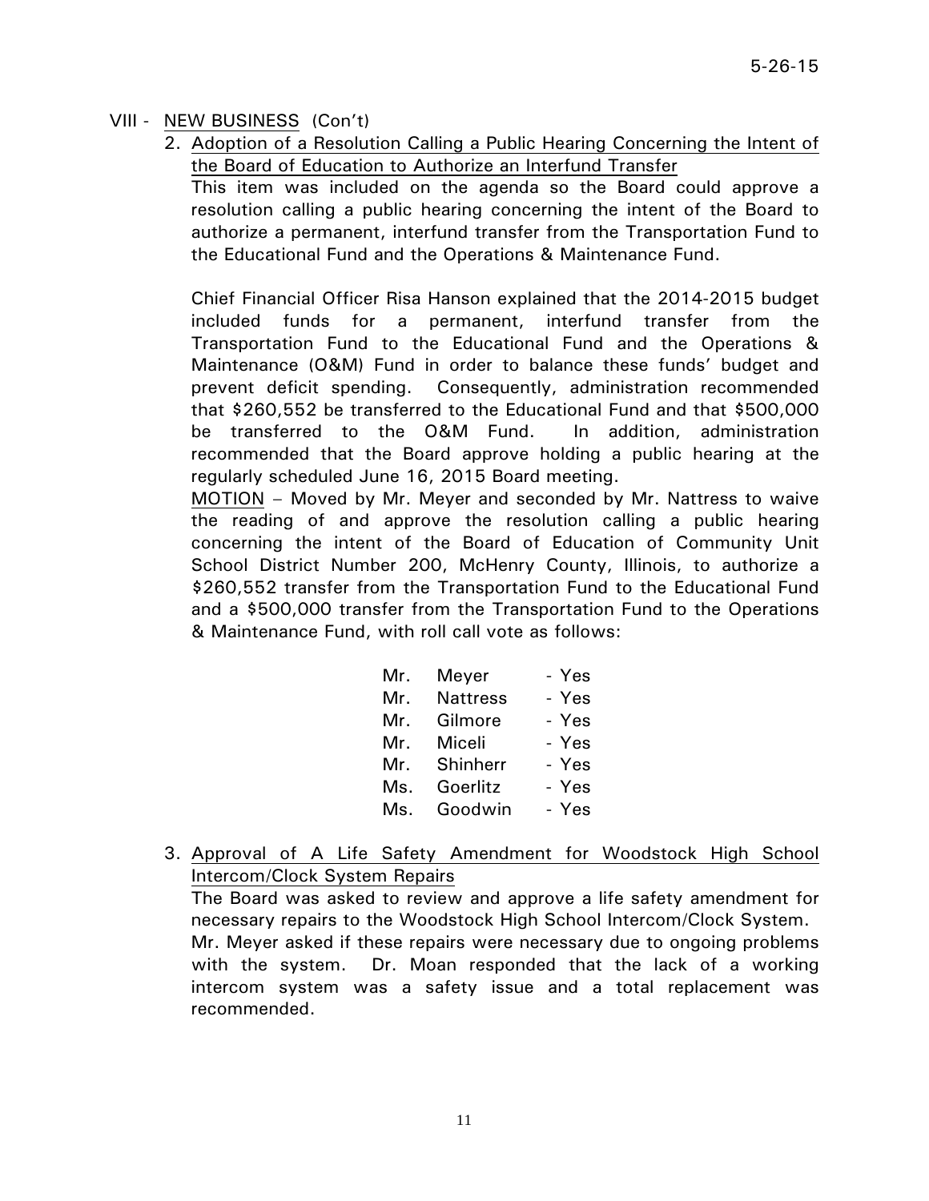VIII - NEW BUSINESS (Con't)

2. Adoption of a Resolution Calling a Public Hearing Concerning the Intent of the Board of Education to Authorize an Interfund Transfer

   This item was included on the agenda so the Board could approve a resolution calling a public hearing concerning the intent of the Board to authorize a permanent, interfund transfer from the Transportation Fund to the Educational Fund and the Operations & Maintenance Fund.

   Chief Financial Officer Risa Hanson explained that the 2014-2015 budget included funds for a permanent, interfund transfer from the Transportation Fund to the Educational Fund and the Operations & Maintenance (O&M) Fund in order to balance these funds' budget and prevent deficit spending. Consequently, administration recommended that $260,552 be transferred to the Educational Fund and that $500,000 be transferred to the O&M Fund. In addition, administration recommended that the Board approve holding a public hearing at the regularly scheduled June 16, 2015 Board meeting.

   MOTION – Moved by Mr. Meyer and seconded by Mr. Nattress to waive the reading of and approve the resolution calling a public hearing concerning the intent of the Board of Education of Community Unit School District Number 200, McHenry County, Illinois, to authorize a $260,552 transfer from the Transportation Fund to the Educational Fund and a $500,000 transfer from the Transportation Fund to the Operations & Maintenance Fund, with roll call vote as follows:

   Mr. Meyer - Yes
   Mr. Nattress - Yes
   Mr. Gilmore - Yes
   Mr. Miceli - Yes
   Mr. Shinherr - Yes
   Ms. Goerlitz - Yes
   Ms. Goodwin - Yes

3. Approval of A Life Safety Amendment for Woodstock High School Intercom/Clock System Repairs

   The Board was asked to review and approve a life safety amendment for necessary repairs to the Woodstock High School Intercom/Clock System.
   Mr. Meyer asked if these repairs were necessary due to ongoing problems with the system. Dr. Moan responded that the lack of a working intercom system was a safety issue and a total replacement was recommended.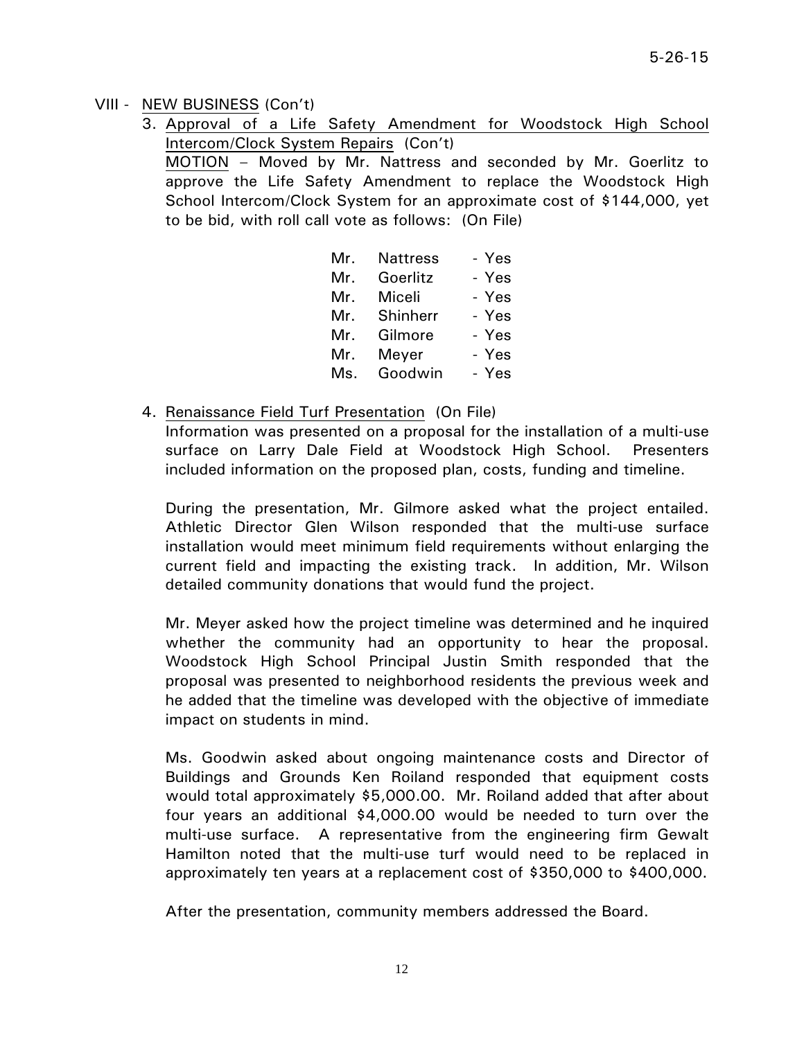VIII - NEW BUSINESS (Con't)

3. Approval of a Life Safety Amendment for Woodstock High School Intercom/Clock System Repairs (Con't)

   MOTION – Moved by Mr. Nattress and seconded by Mr. Goerlitz to approve the Life Safety Amendment to replace the Woodstock High School Intercom/Clock System for an approximate cost of $144,000, yet to be bid, with roll call vote as follows: (On File)

   | | | |
   |---|---|---|
   | Mr. | Nattress | - Yes |
   | Mr. | Goerlitz | - Yes |
   | Mr. | Miceli | - Yes |
   | Mr. | Shinherr | - Yes |
   | Mr. | Gilmore | - Yes |
   | Mr. | Meyer | - Yes |
   | Ms. | Goodwin | - Yes |

4. Renaissance Field Turf Presentation (On File)

   Information was presented on a proposal for the installation of a multi-use surface on Larry Dale Field at Woodstock High School. Presenters included information on the proposed plan, costs, funding and timeline.

   During the presentation, Mr. Gilmore asked what the project entailed. Athletic Director Glen Wilson responded that the multi-use surface installation would meet minimum field requirements without enlarging the current field and impacting the existing track. In addition, Mr. Wilson detailed community donations that would fund the project.

   Mr. Meyer asked how the project timeline was determined and he inquired whether the community had an opportunity to hear the proposal. Woodstock High School Principal Justin Smith responded that the proposal was presented to neighborhood residents the previous week and he added that the timeline was developed with the objective of immediate impact on students in mind.

   Ms. Goodwin asked about ongoing maintenance costs and Director of Buildings and Grounds Ken Roiland responded that equipment costs would total approximately $5,000.00. Mr. Roiland added that after about four years an additional $4,000.00 would be needed to turn over the multi-use surface. A representative from the engineering firm Gewalt Hamilton noted that the multi-use turf would need to be replaced in approximately ten years at a replacement cost of $350,000 to $400,000.

   After the presentation, community members addressed the Board.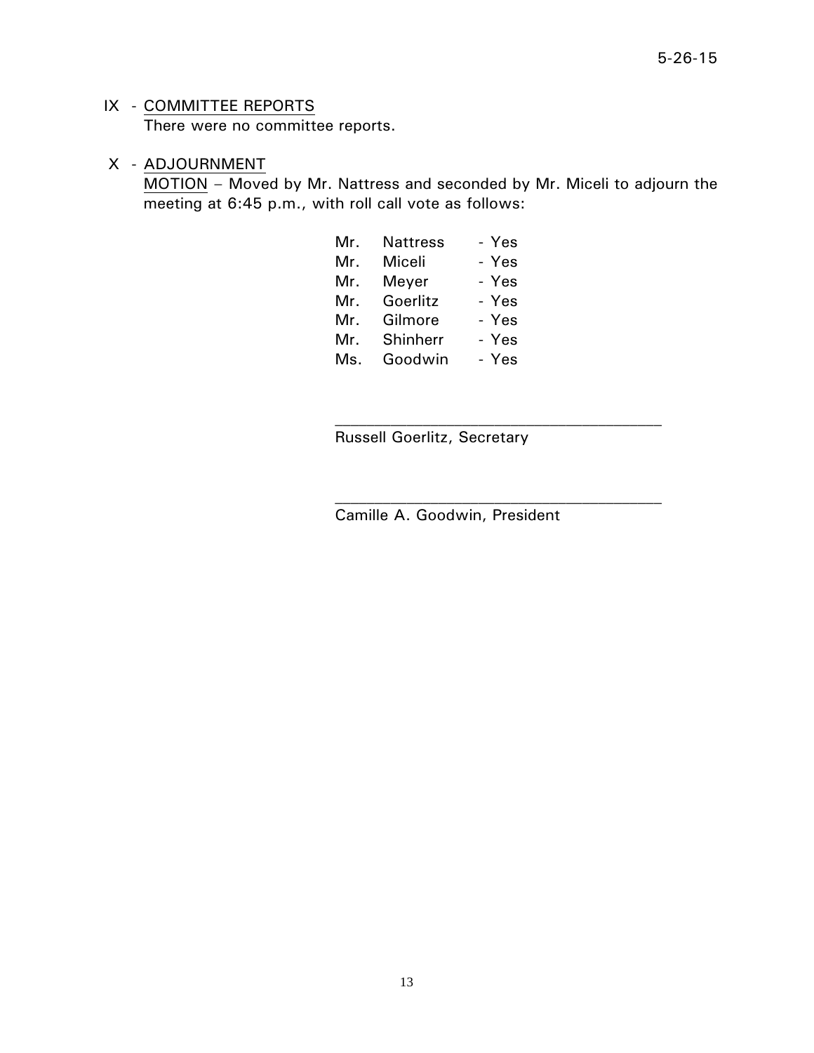IX - COMMITTEE REPORTS

There were no committee reports.

X - ADJOURNMENT

MOTION – Moved by Mr. Nattress and seconded by Mr. Miceli to adjourn the meeting at 6:45 p.m., with roll call vote as follows:

| | | |
|---|---|---|
| Mr. | Nattress | - Yes |
| Mr. | Miceli | - Yes |
| Mr. | Meyer | - Yes |
| Mr. | Goerlitz | - Yes |
| Mr. | Gilmore | - Yes |
| Mr. | Shinherr | - Yes |
| Ms. | Goodwin | - Yes |

______________________________________

Russell Goerlitz, Secretary

______________________________________

Camille A. Goodwin, President